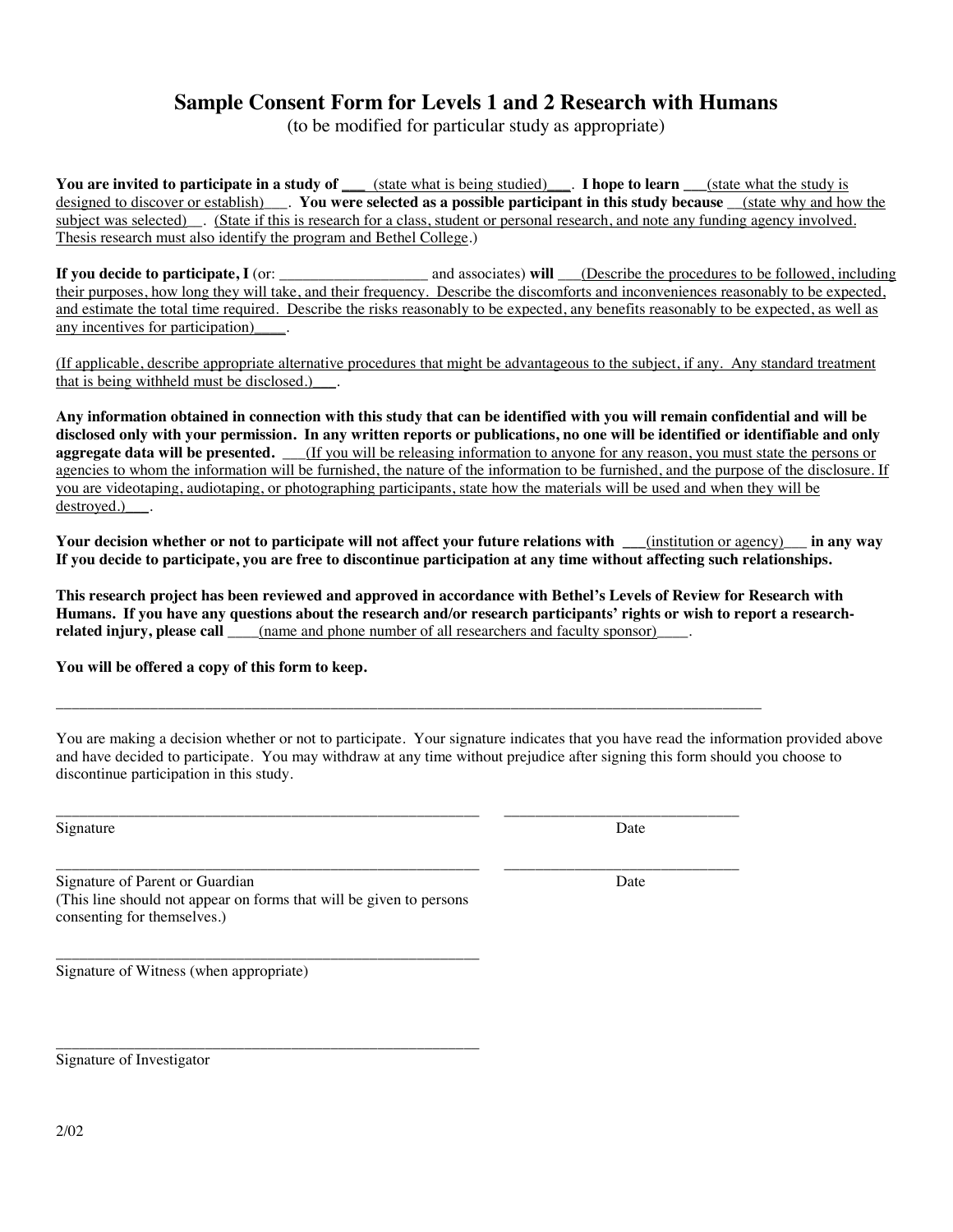# Sample Consent Form for Levels 1 and 2 Research with Humans

(to be modified for particular study as appropriate)

**You are invited to participate in a study of** ___ (state what is being studied)___. **I hope to learn** ___(state what the study is designed to discover or establish)___. **You were selected as a possible participant in this study because** __(state why and how the subject was selected)__. (State if this is research for a class, student or personal research, and note any funding agency involved. Thesis research must also identify the program and Bethel College.)

**If you decide to participate, I** (or: ___________________ and associates) **will** ___(Describe the procedures to be followed, including their purposes, how long they will take, and their frequency. Describe the discomforts and inconveniences reasonably to be expected, and estimate the total time required. Describe the risks reasonably to be expected, any benefits reasonably to be expected, as well as any incentives for participation)____.

(If applicable, describe appropriate alternative procedures that might be advantageous to the subject, if any. Any standard treatment that is being withheld must be disclosed.)___.

**Any information obtained in connection with this study that can be identified with you will remain confidential and will be disclosed only with your permission. In any written reports or publications, no one will be identified or identifiable and only aggregate data will be presented.** ___(If you will be releasing information to anyone for any reason, you must state the persons or agencies to whom the information will be furnished, the nature of the information to be furnished, and the purpose of the disclosure. If you are videotaping, audiotaping, or photographing participants, state how the materials will be used and when they will be destroyed.)___.

**Your decision whether or not to participate will not affect your future relations with** ___(institution or agency)___ **in any way If you decide to participate, you are free to discontinue participation at any time without affecting such relationships.**

**This research project has been reviewed and approved in accordance with Bethel's Levels of Review for Research with Humans. If you have any questions about the research and/or research participants' rights or wish to report a research-related injury, please call** ____(name and phone number of all researchers and faculty sponsor)____.

**You will be offered a copy of this form to keep.**

---

You are making a decision whether or not to participate. Your signature indicates that you have read the information provided above and have decided to participate. You may withdraw at any time without prejudice after signing this form should you choose to discontinue participation in this study.

_______________________________________________ _____________________________

Signature Date

_______________________________________________ _____________________________

Signature of Parent or Guardian Date

(This line should not appear on forms that will be given to persons consenting for themselves.)

_______________________________________________

Signature of Witness (when appropriate)

_______________________________________________

Signature of Investigator

2/02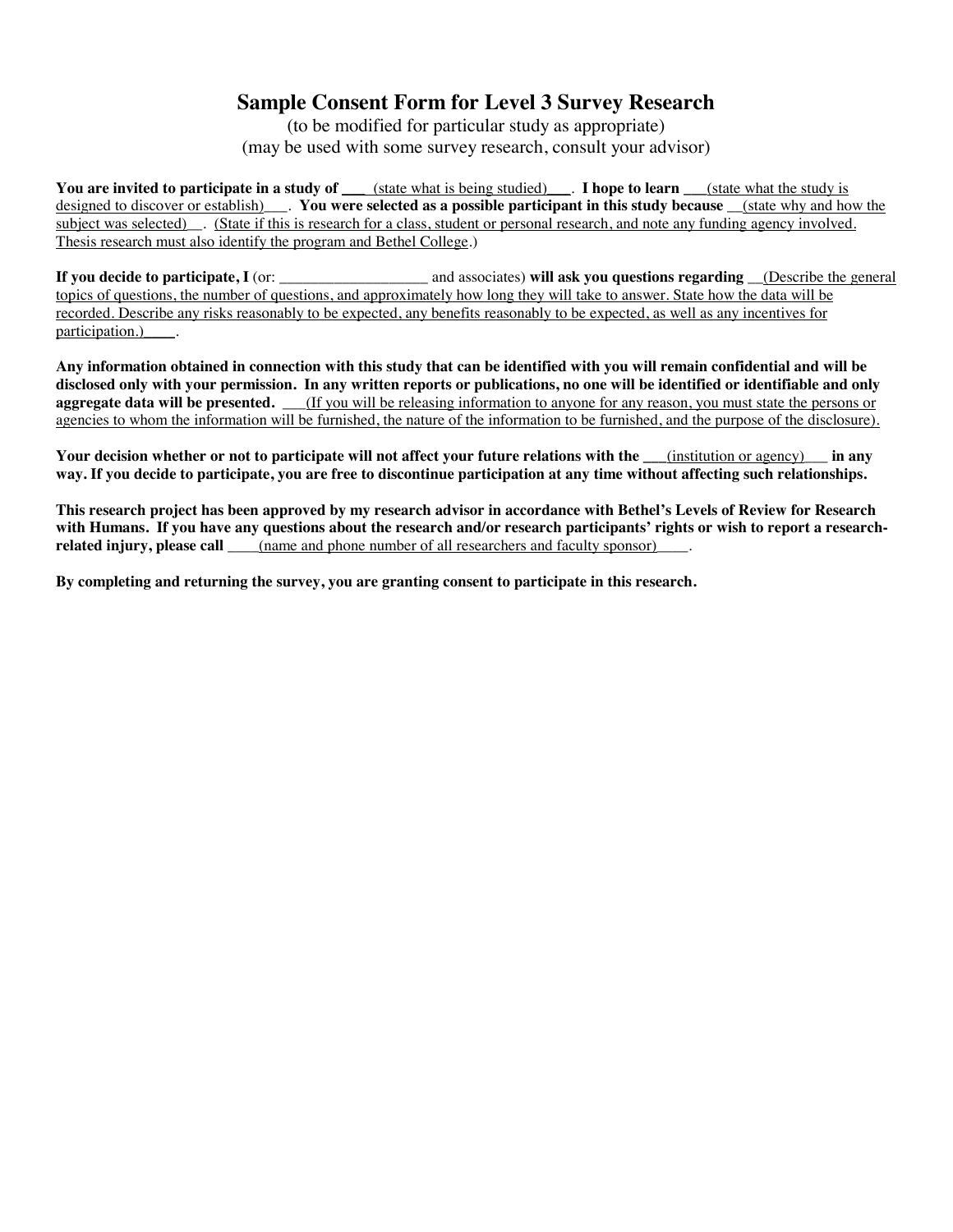# Sample Consent Form for Level 3 Survey Research

(to be modified for particular study as appropriate)
(may be used with some survey research, consult your advisor)

**You are invited to participate in a study of** ___ (state what is being studied)___. **I hope to learn** ___(state what the study is designed to discover or establish)___. **You were selected as a possible participant in this study because** __(state why and how the subject was selected)__. (State if this is research for a class, student or personal research, and note any funding agency involved. Thesis research must also identify the program and Bethel College.)

**If you decide to participate, I** (or: __________________ and associates) **will ask you questions regarding** __(Describe the general topics of questions, the number of questions, and approximately how long they will take to answer. State how the data will be recorded. Describe any risks reasonably to be expected, any benefits reasonably to be expected, as well as any incentives for participation.)____.

**Any information obtained in connection with this study that can be identified with you will remain confidential and will be disclosed only with your permission. In any written reports or publications, no one will be identified or identifiable and only aggregate data will be presented.** ___(If you will be releasing information to anyone for any reason, you must state the persons or agencies to whom the information will be furnished, the nature of the information to be furnished, and the purpose of the disclosure).

**Your decision whether or not to participate will not affect your future relations with the** ___(institution or agency)___ **in any way. If you decide to participate, you are free to discontinue participation at any time without affecting such relationships.**

**This research project has been approved by my research advisor in accordance with Bethel's Levels of Review for Research with Humans. If you have any questions about the research and/or research participants' rights or wish to report a research-related injury, please call** ____(name and phone number of all researchers and faculty sponsor)____.

**By completing and returning the survey, you are granting consent to participate in this research.**